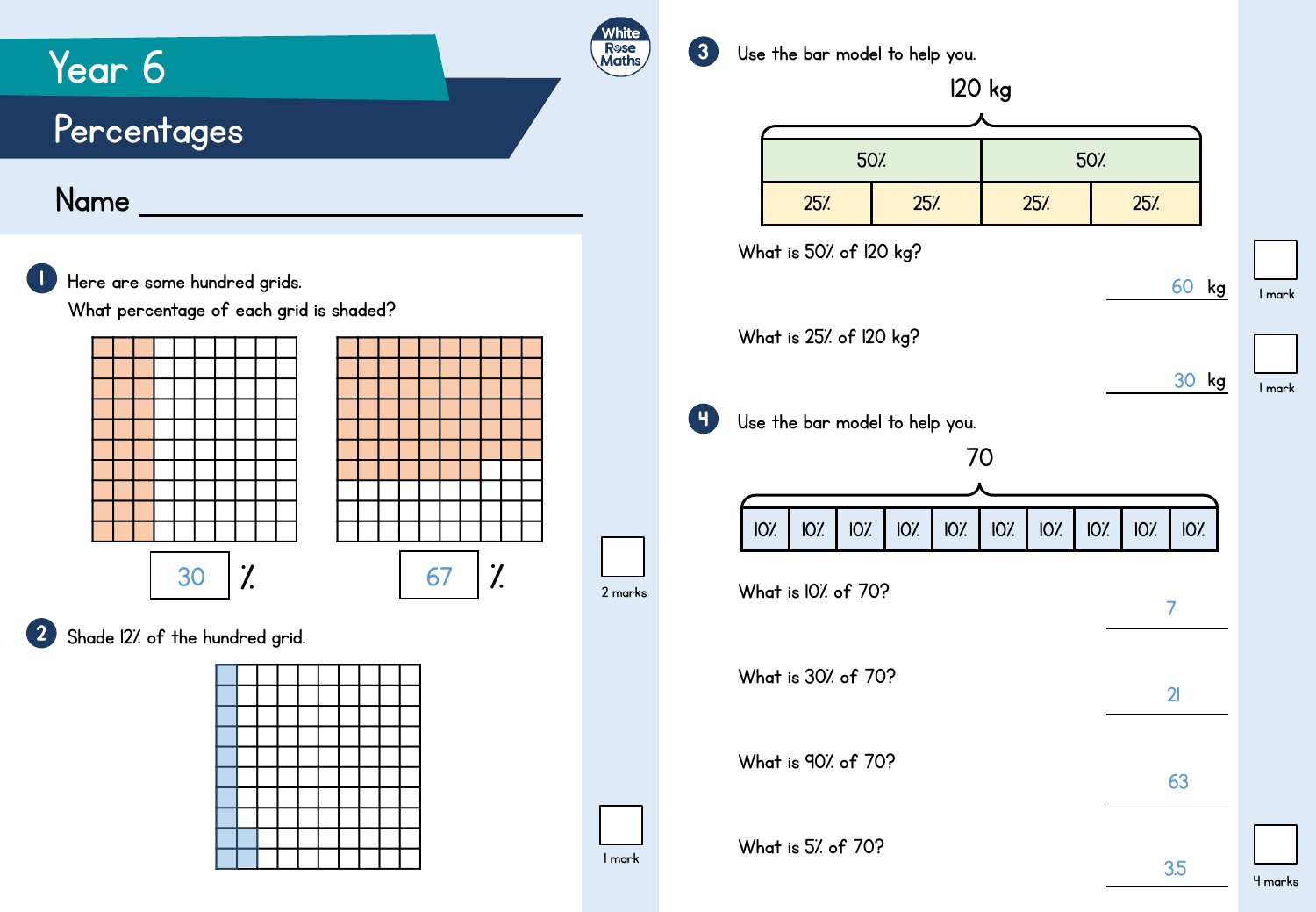# Year 6

## Percentages

Name ______________________________

**1** Here are some hundred grids.

What percentage of each grid is shaded?

30 %  67 %

2 marks

**2** Shade 12% of the hundred grid.

1 mark

**3** Use the bar model to help you.

120 kg

| 50% | | 50% | |
|---|---|---|---|
| 25% | 25% | 25% | 25% |

What is 50% of 120 kg?

60 kg

1 mark

What is 25% of 120 kg?

30 kg

1 mark

**4** Use the bar model to help you.

70

| 10% | 10% | 10% | 10% | 10% | 10% | 10% | 10% | 10% | 10% |
|---|---|---|---|---|---|---|---|---|---|

What is 10% of 70?

7

What is 30% of 70?

21

What is 90% of 70?

63

What is 5% of 70?

3.5

4 marks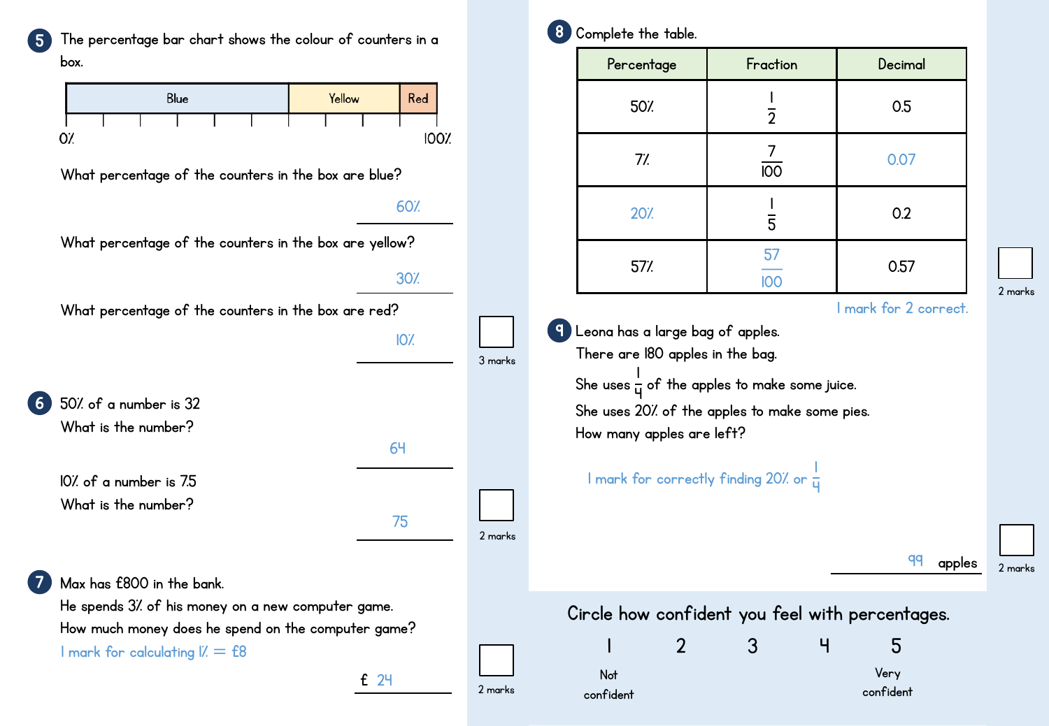**5** The percentage bar chart shows the colour of counters in a box.

Blue Yellow Red

0% 100%

What percentage of the counters in the box are blue?

60%

What percentage of the counters in the box are yellow?

30%

What percentage of the counters in the box are red?

10%

3 marks

**6** 50% of a number is 32

What is the number?

64

10% of a number is 7.5

What is the number?

75

2 marks

**7** Max has £800 in the bank.

He spends 3% of his money on a new computer game.

How much money does he spend on the computer game?

1 mark for calculating 1% = £8

£ 24

2 marks

**8** Complete the table.

| Percentage | Fraction | Decimal |
|---|---|---|
| 50% | $\frac{1}{2}$ | 0.5 |
| 7% | $\frac{7}{100}$ | 0.07 |
| 20% | $\frac{1}{5}$ | 0.2 |
| 57% | $\frac{57}{100}$ | 0.57 |

1 mark for 2 correct.

2 marks

**9** Leona has a large bag of apples.

There are 180 apples in the bag.

She uses $\frac{1}{4}$ of the apples to make some juice.

She uses 20% of the apples to make some pies.

How many apples are left?

1 mark for correctly finding 20% or $\frac{1}{4}$

99 apples

2 marks

Circle how confident you feel with percentages.

1 2 3 4 5

Not confident — Very confident